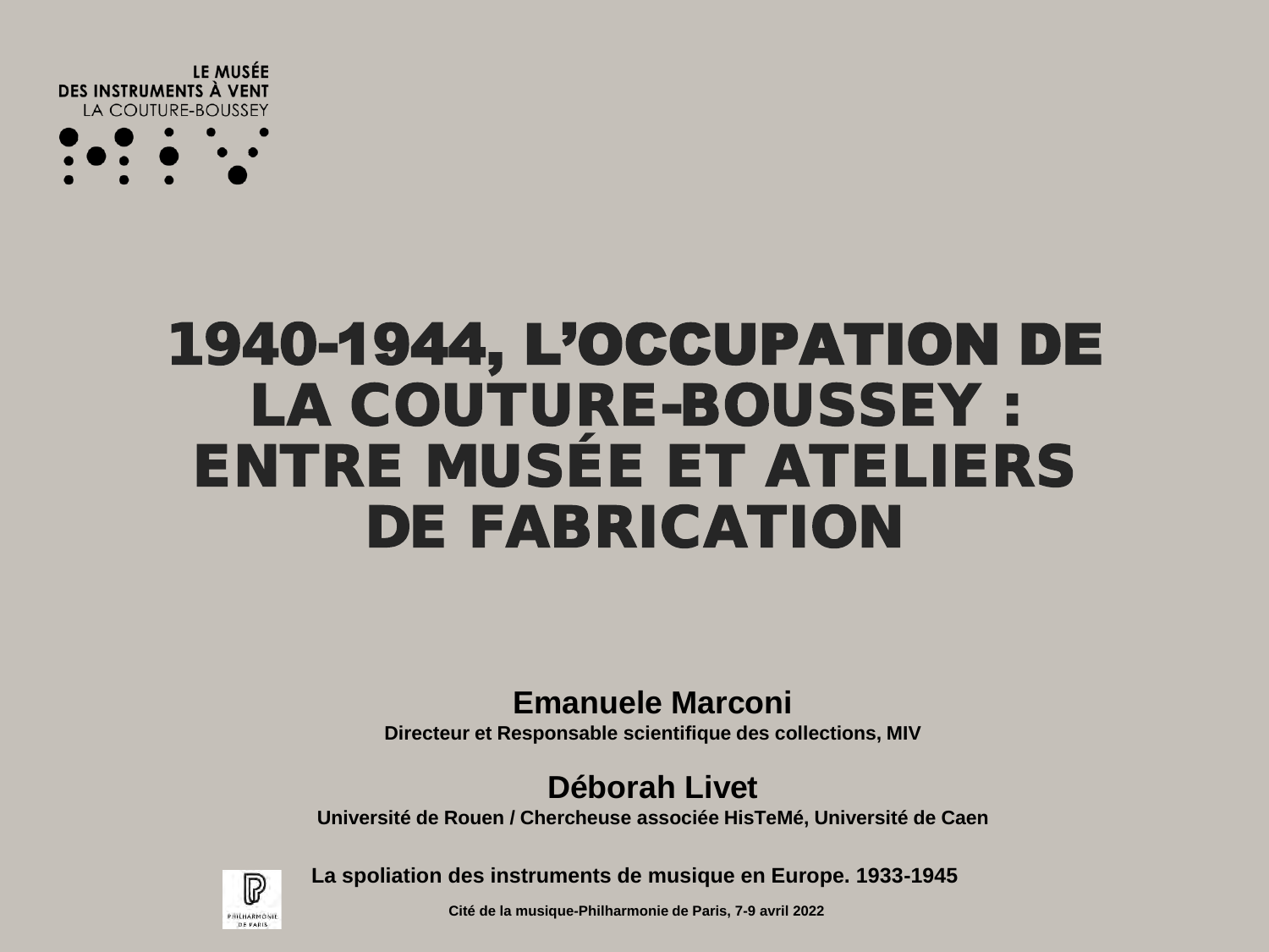LE MUSÉE
DES INSTRUMENTS À VENT
LA COUTURE-BOUSSEY

# 1940-1944, L'OCCUPATION DE LA COUTURE-BOUSSEY : ENTRE MUSÉE ET ATELIERS DE FABRICATION

**Emanuele Marconi**

**Directeur et Responsable scientifique des collections, MIV**

**Déborah Livet**

**Université de Rouen / Chercheuse associée HisTeMé, Université de Caen**

**La spoliation des instruments de musique en Europe. 1933-1945**

**Cité de la musique-Philharmonie de Paris, 7-9 avril 2022**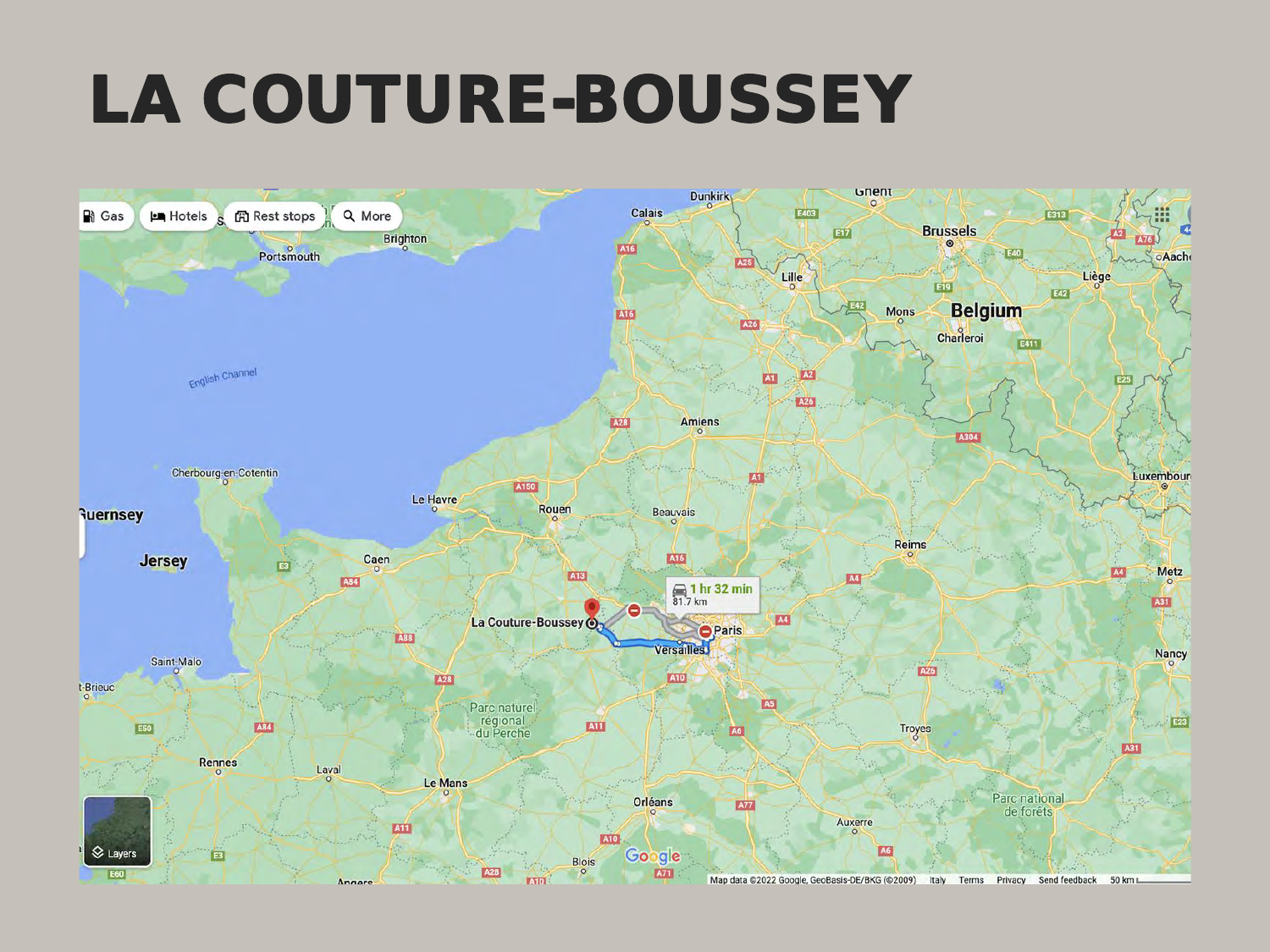# LA COUTURE-BOUSSEY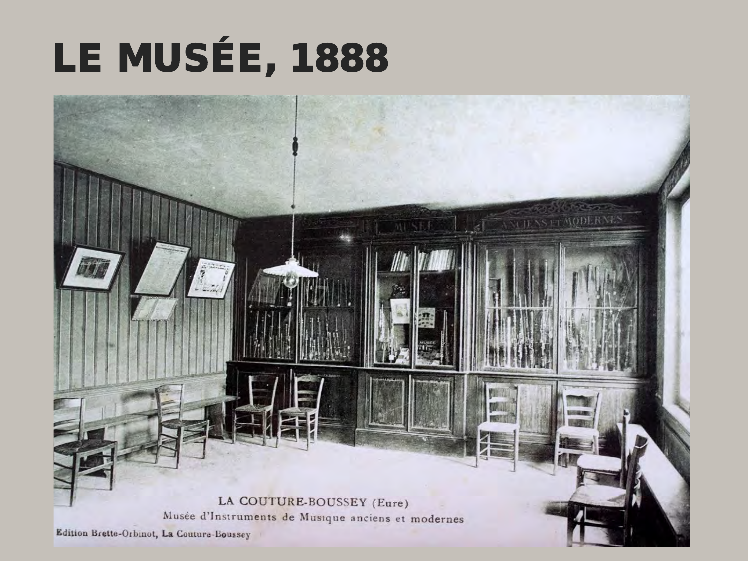# LE MUSÉE, 1888

LA COUTURE-BOUSSEY (Eure)
Musée d'Instruments de Musique anciens et modernes

Edition Brette-Orbinot, La Couture-Boussey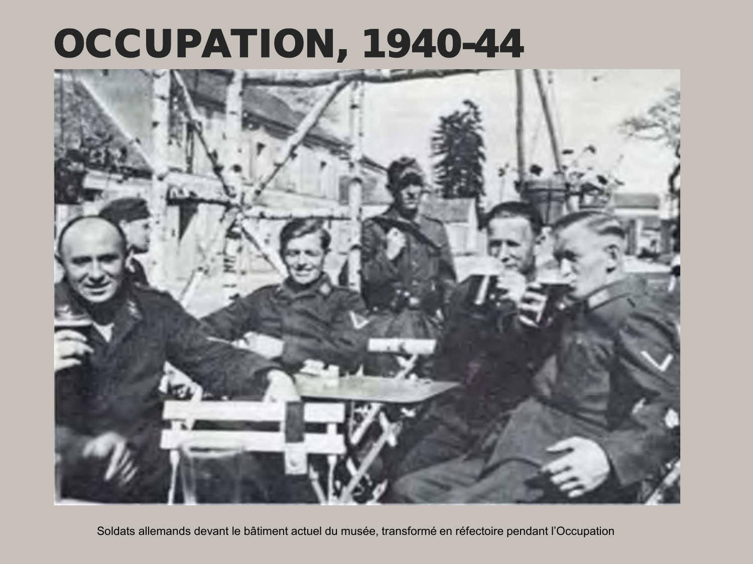# OCCUPATION, 1940-44

Soldats allemands devant le bâtiment actuel du musée, transformé en réfectoire pendant l'Occupation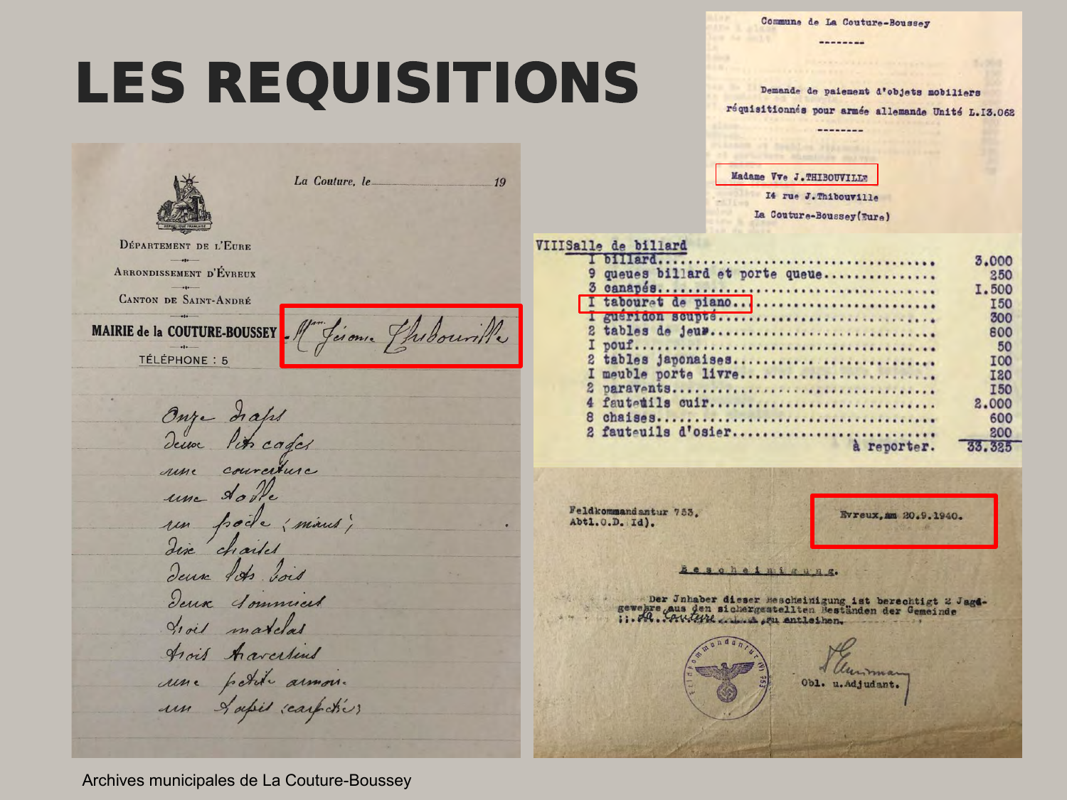# LES REQUISITIONS

Commune de La Couture-Boussey

--------

Demande de paiement d'objets mobiliers réquisitionnés pour armée allemande Unité L.13.062

--------

Madame Vve J.THIBOUVILLE

14 rue J.Thibouville

La Couture-Boussey(Eure)

DÉPARTEMENT DE L'EURE

ARRONDISSEMENT D'ÉVREUX

CANTON DE SAINT-ANDRÉ

MAIRIE de la COUTURE-BOUSSEY

TÉLÉPHONE : 5

La Couture, le .................. 19

Mme Jérôme Thibouville

Onze draps
deux lits cages
une couverture
une toile
un poêle (mirus)
dix chaises
deux lits bois
deux sommiers
trois matelas
trois traversins
une petite armoire
un tapis carpettes

VIII Salle de billard

| | | |
|---|---|---|
| 1 | billard | 3.000 |
| 9 | queues billard et porte queue | 250 |
| 3 | canapés | 1.500 |
| 1 | tabouret de piano | 150 |
| 1 | guéridon scupté | 300 |
| 2 | tables de jeux | 800 |
| 1 | pouf | 50 |
| 2 | tables japonaises | 100 |
| 1 | meuble porte livre | 120 |
| 2 | paravents | 150 |
| 4 | fauteuils cuir | 2.000 |
| 8 | chaises | 600 |
| 2 | fauteuils d'osier | 200 |
| | à reporter. | 33.325 |

Feldkommandantur 753,
Abtl.O.D. Id).

Evreux, am 20.9.1940.

Bescheinigung.

Der Inhaber dieser Bescheinigung ist berechtigt 2 Jagdgewehre aus den sichergestellten Beständen der Gemeinde ...la Couture... zu entleihen.

Obl. u.Adjudant.

Archives municipales de La Couture-Boussey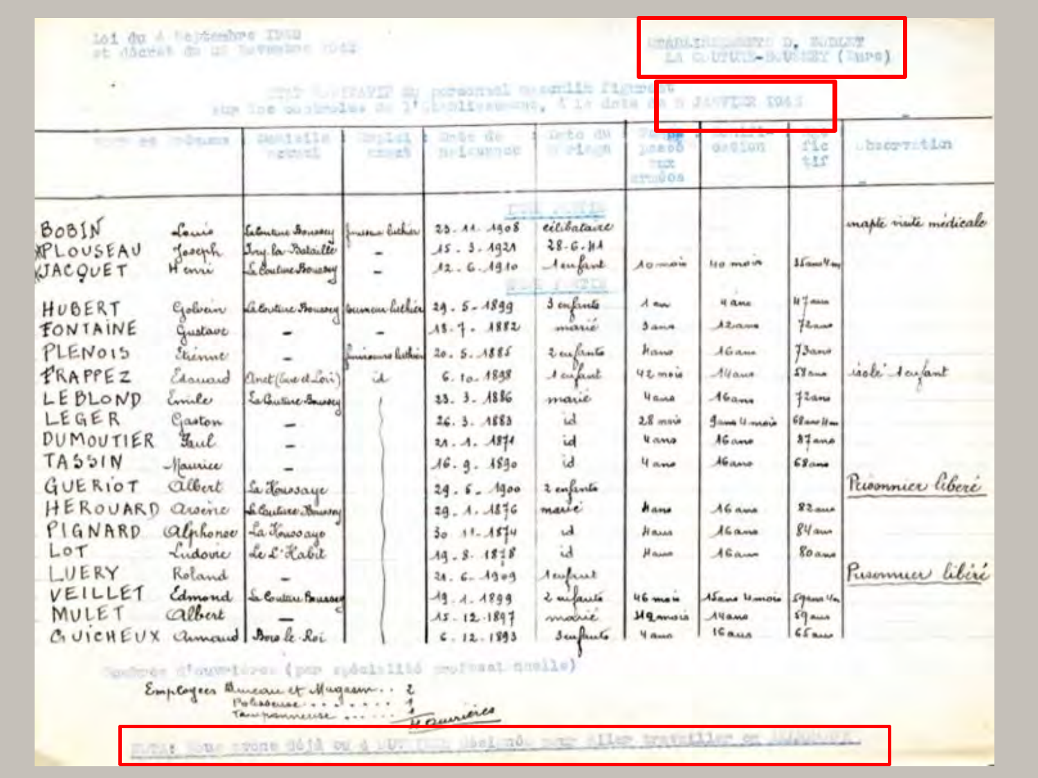Loi du 4 Septembre 1942
et décret du 22 Novembre 1942

ÉTABLISSEMENTS D. BOBLET
LA COUTURE-BOUSSEY (Eure)

ÉTAT NOMINATIF du personnel masculin figurant sur les contrôles de l'Établissement, à la date du 5 JANVIER 1943

| Nom et prénoms | | Domicile actuel | Emploi exact | Date de naissance | Date du mariage | Temps passé aux armées | Durée d'occupation | Effectif | Observation |
|---|---|---|---|---|---|---|---|---|---|
| | | | | | 1re PARTIE | | | | |
| BOBIN | Louis | La Couture Boussey | finisseur luthier | 23. 11. 1908 | célibataire | | | | inapte visite médicale |
| PLOUSEAU | Joseph | Ivry la Bataille | – | 15. 3. 1921 | 28-6-41 | | | | |
| JACQUET | Henri | La Couture Boussey | – | 12. 6. 1910 | 1 enfant | 10 mois | 40 mois | 35 ans 4 m | |
| | | | | | 2me PARTIE | | | | |
| HUBERT | Gobain | La Couture Boussey | ouvrier luthier | 29. 5. 1899 | 3 enfants | 1 an | 4 ans | 47 ans | |
| FONTAINE | Gustave | – | | 18. 7. 1882 | marié | 3 ans | 12 ans | 72 ans | |
| PLENOIS | Étienne | – | finisseur luthier | 20. 5. 1885 | 2 enfants | 4 ans | 16 ans | 73 ans | |
| FRAPPEZ | Édouard | Anet (Eure et Loir) | id | 6. 10. 1898 | 1 enfant | 42 mois | 14 ans | 58 ans | isolé 1 enfant |
| LEBLOND | Émile | La Couture Boussey | | 23. 3. 1886 | marié | 4 ans | 16 ans | 72 ans | |
| LEGER | Gaston | – | | 26. 3. 1883 | id | 28 mois | 9 ans 4 mois | 68 ans 11 m | |
| DUMOUTIER | Paul | – | | 21. 1. 1871 | id | 4 ans | 16 ans | 87 ans | |
| TASSIN | Maurice | – | | 16. 9. 1890 | id | 4 ans | 16 ans | 68 ans | |
| GUERIOT | Albert | La Houssaye | | 29. 6. 1900 | 2 enfants | | | | Prisonnier libéré |
| HEROUARD | Arsène | La Couture Boussey | | 29. 1. 1876 | marié | 4 ans | 16 ans | 82 ans | |
| PIGNARD | Alphonse | La Houssaye | | 30. 11. 1874 | id | 4 ans | 16 ans | 84 ans | |
| LOT | Ludovic | Le L'Habit | | 19. 8. 1878 | id | 4 ans | 16 ans | 80 ans | |
| LUERY | Roland | – | | 21. 6. 1909 | 1 enfant | | | | Prisonnier libéré |
| VEILLET | Edmond | La Couture Boussey | | 19. 1. 1899 | 2 enfants | 46 mois | 15 ans 4 mois | 59 ans 4 m | |
| MULET | Albert | – | | 15. 12. 1897 | marié | 49 mois | 14 ans | 59 ans | |
| GUICHEUX | Armand | Bois le Roi | | 6. 12. 1893 | 3 enfants | 4 ans | 16 ans | 65 ans | |

Nombre d'ouvrières (par spécialité professionnelle)

Employées Bureau et Magasin . . 2
Polisseuse . . . . . . . 1
Tamponneuse . . . . . . 1
4 ouvrières

NOTA: Nous avons déjà eu 4 OUVRIERS désignés pour aller travailler en ALLEMAGNE.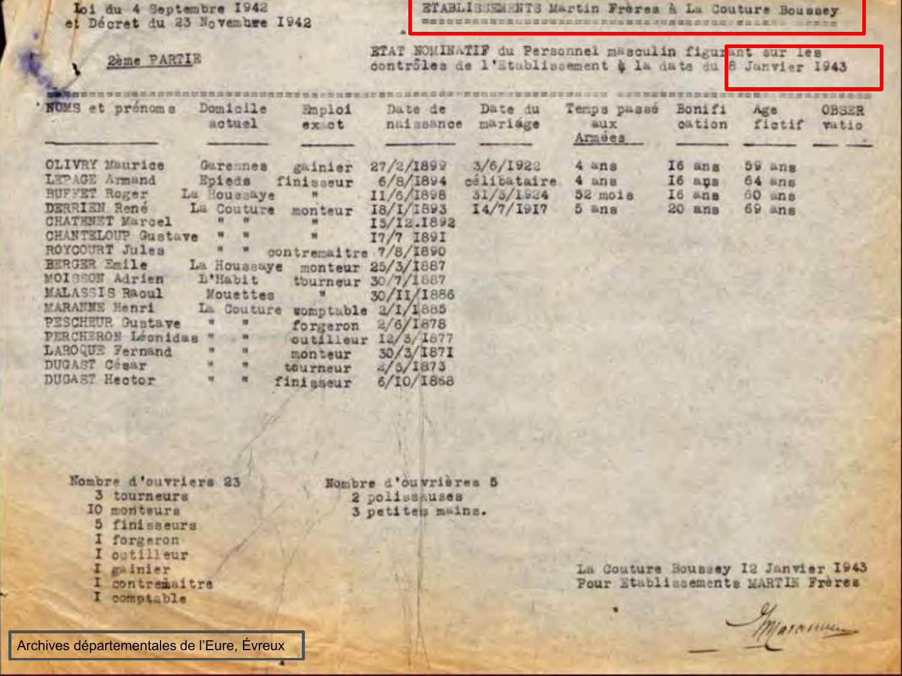Loi du 4 Septembre 1942
et Décret du 23 Novembre 1942

2ème PARTIE

ETABLISSEMENTS Martin Frères à La Couture Boussey

ETAT NOMINATIF du Personnel masculin figurant sur les contrôles de l'Etablissement à la date du 8 Janvier 1943

| NOMS et prénoms | Domicile actuel | Emploi exact | Date de naissance | Date du mariage | Temps passé aux Armées | Bonification | Age fictif | OBSERVATIO |
|---|---|---|---|---|---|---|---|---|
| OLIVRY Maurice | Garennes | gainier | 27/2/1899 | 3/6/1922 | 4 ans | 16 ans | 59 ans | |
| LEPAGE Armand | Epieds | finisseur | 6/8/1894 | célibataire | 4 ans | 16 ans | 64 ans | |
| BUFFET Roger | La Houssaye | " | 11/6/1898 | 31/5/1924 | 52 mois | 16 ans | 60 ans | |
| DERRIEN René | La Couture | monteur | 18/1/1893 | 14/7/1917 | 5 ans | 20 ans | 69 ans | |
| CHATENET Marcel | " " | " | 15/12.1892 | | | | | |
| CHANTELOUP Gustave | " " | " | 17/7 1891 | | | | | |
| ROYCOURT Jules | " " | contremaitre | 7/8/1890 | | | | | |
| BERGER Emile | La Houssaye | monteur | 25/3/1887 | | | | | |
| MOISSON Adrien | L'Habit | tourneur | 30/7/1887 | | | | | |
| MALASSIS Raoul | Mouettes | " | 30/11/1886 | | | | | |
| MARANNE Henri | La Couture | comptable | 2/1/1885 | | | | | |
| PESCHEUR Gustave | " " | forgeron | 2/6/1878 | | | | | |
| PERCHERON Léonidas | " " | outilleur | 12/3/1877 | | | | | |
| LAROQUE Fernand | " " | monteur | 30/3/1871 | | | | | |
| DUGAST César | " " | tourneur | 4/6/1873 | | | | | |
| DUGAST Hector | " " | finisseur | 6/10/1868 | | | | | |

Nombre d'ouvriers 23
- 3 tourneurs
- 10 monteurs
- 5 finisseurs
- 1 forgeron
- 1 outilleur
- 1 gainier
- 1 contremaitre
- 1 comptable

Nombre d'ouvrières 5
- 2 polisseuses
- 3 petites mains.

La Couture Boussey 12 Janvier 1943
Pour Etablissements MARTIN Frères

(signature) Maranne

Archives départementales de l'Eure, Évreux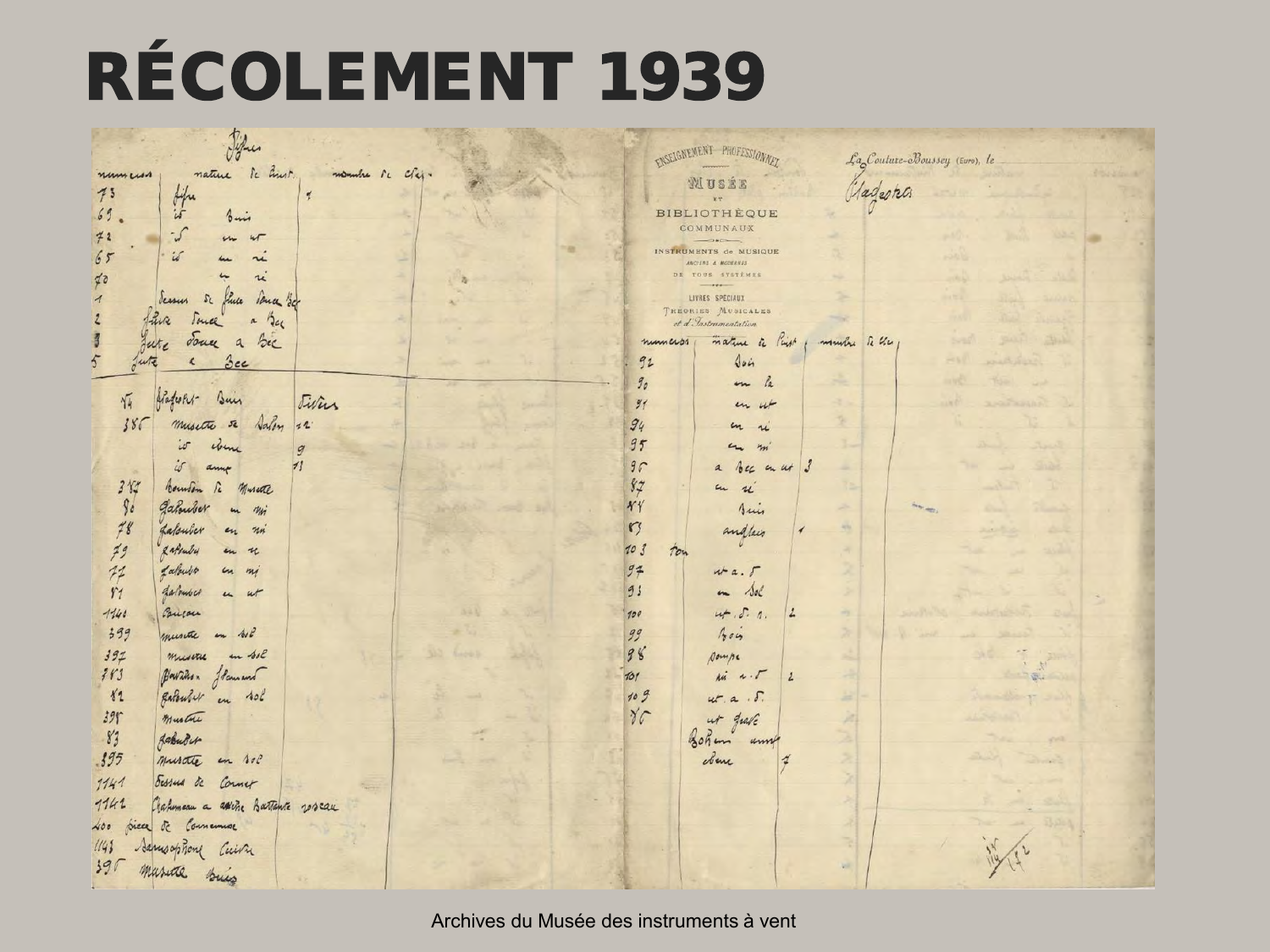# RÉCOLEMENT 1939

Archives du Musée des instruments à vent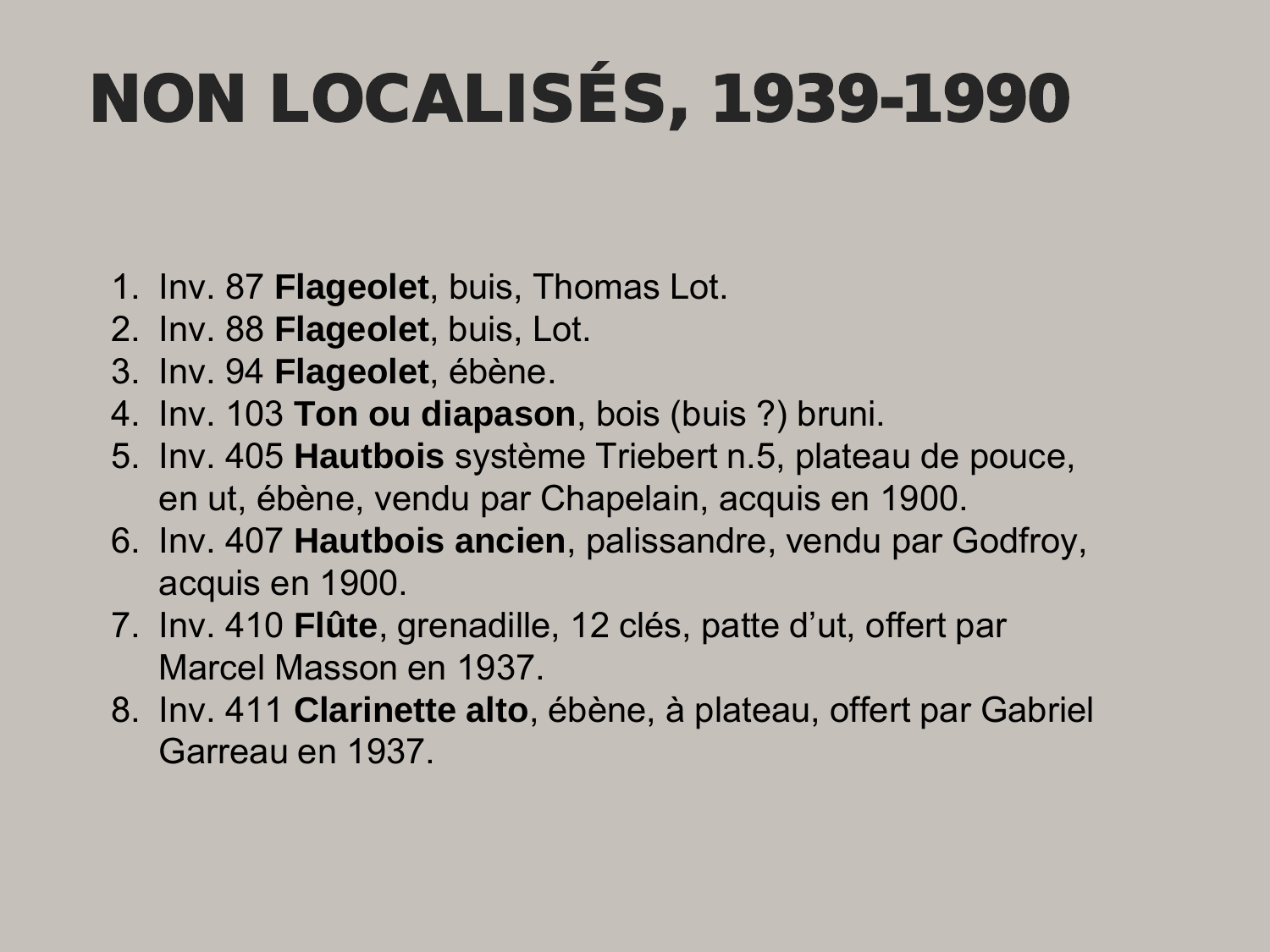# NON LOCALISÉS, 1939-1990

1. Inv. 87 **Flageolet**, buis, Thomas Lot.
2. Inv. 88 **Flageolet**, buis, Lot.
3. Inv. 94 **Flageolet**, ébène.
4. Inv. 103 **Ton ou diapason**, bois (buis ?) bruni.
5. Inv. 405 **Hautbois** système Triebert n.5, plateau de pouce, en ut, ébène, vendu par Chapelain, acquis en 1900.
6. Inv. 407 **Hautbois ancien**, palissandre, vendu par Godfroy, acquis en 1900.
7. Inv. 410 **Flûte**, grenadille, 12 clés, patte d'ut, offert par Marcel Masson en 1937.
8. Inv. 411 **Clarinette alto**, ébène, à plateau, offert par Gabriel Garreau en 1937.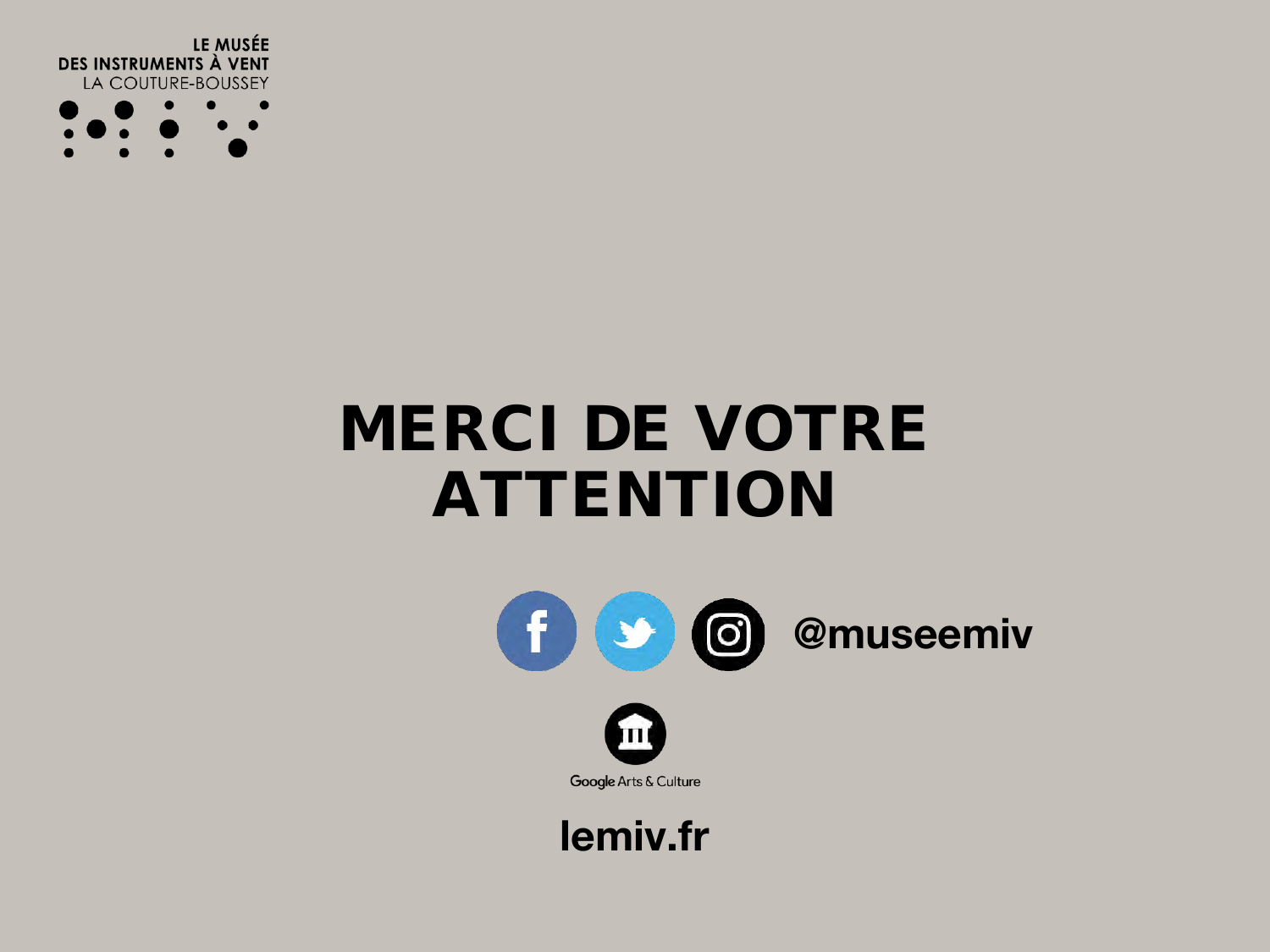LE MUSÉE
DES INSTRUMENTS À VENT
LA COUTURE-BOUSSEY

# MERCI DE VOTRE ATTENTION

@museemiv

Google Arts & Culture

lemiv.fr